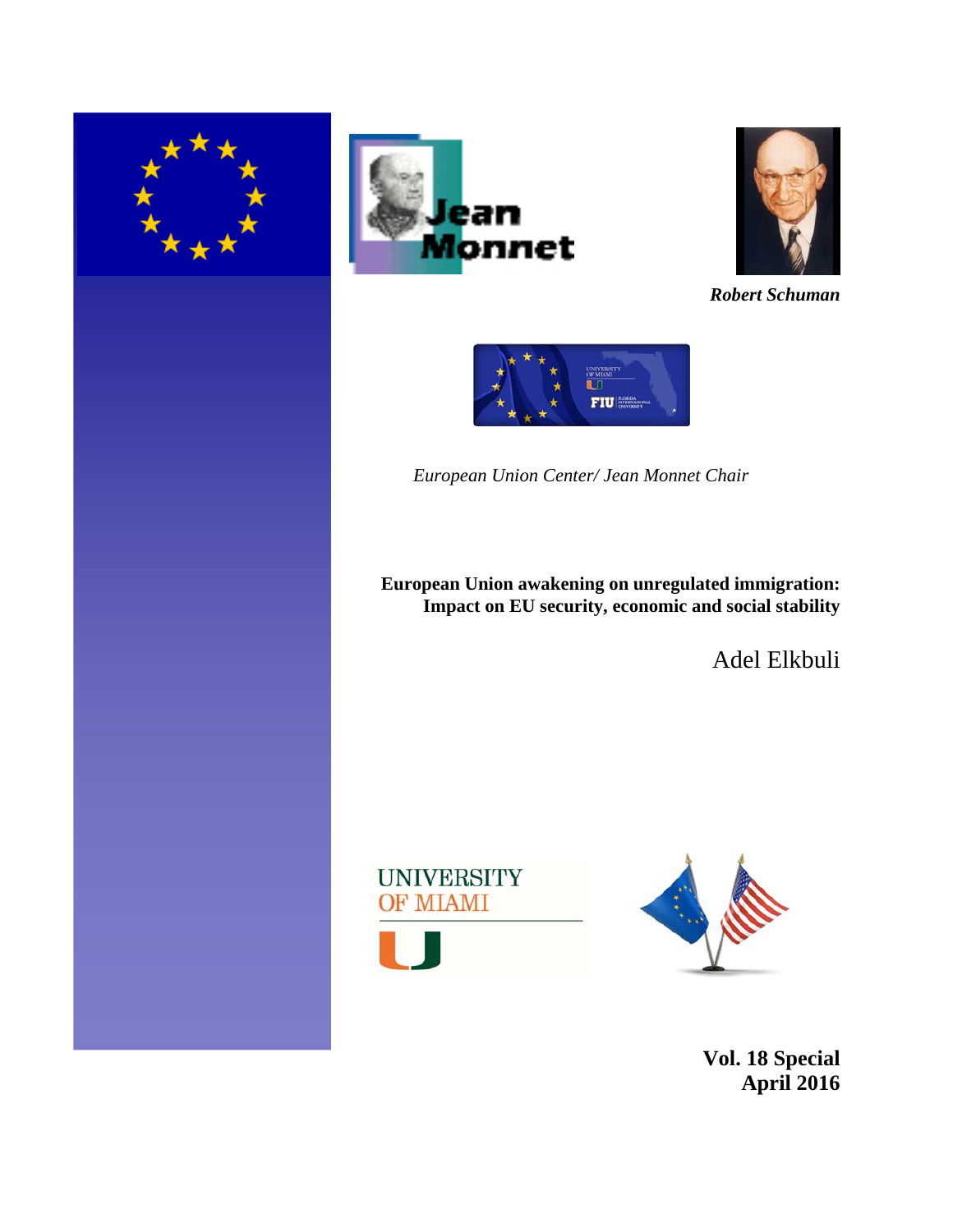*Robert Schuman*

*European Union Center/ Jean Monnet Chair*

**European Union awakening on unregulated immigration: Impact on EU security, economic and social stability**

Adel Elkbuli

**Vol. 18 Special**
**April 2016**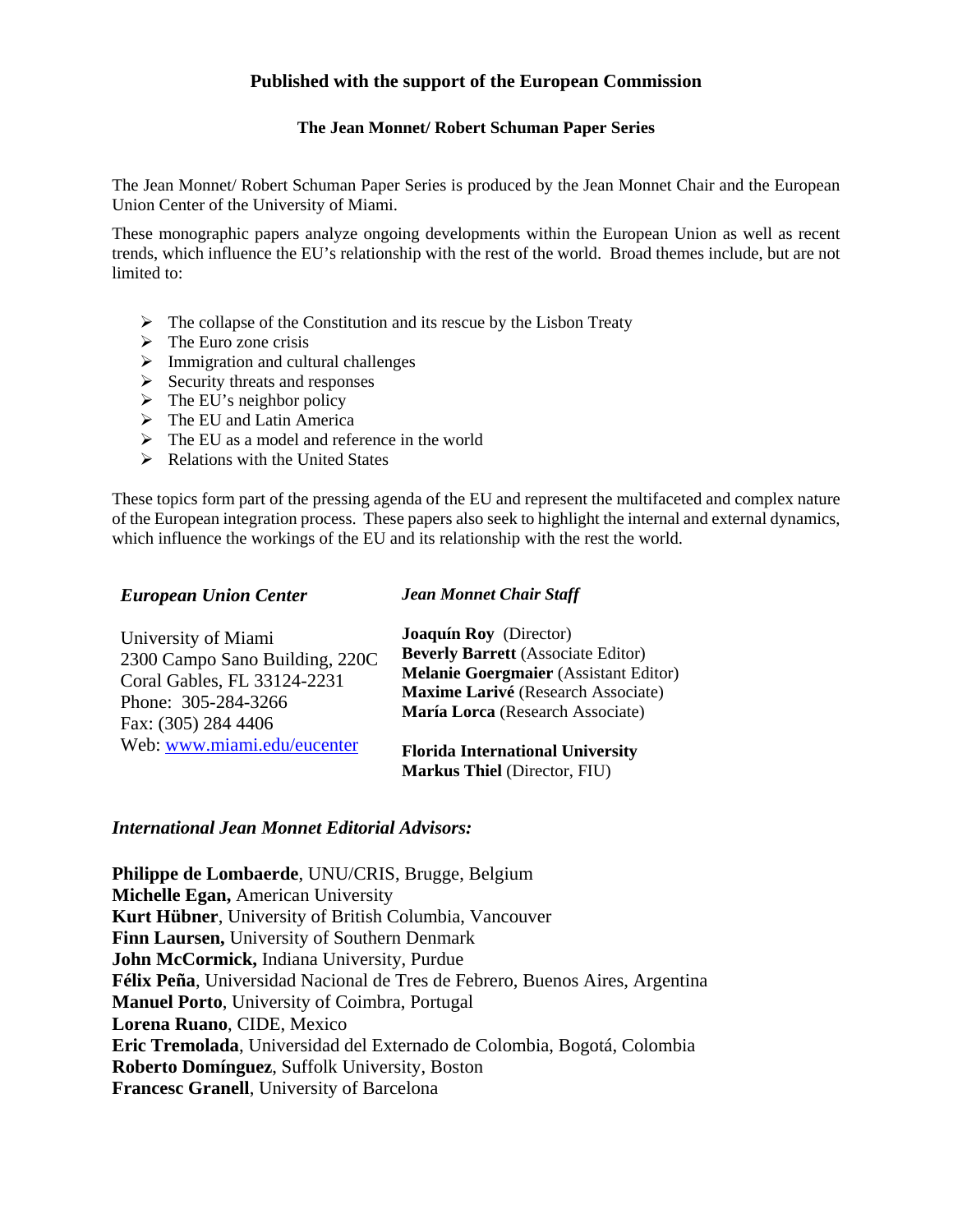## Published with the support of the European Commission

### The Jean Monnet/ Robert Schuman Paper Series

The Jean Monnet/ Robert Schuman Paper Series is produced by the Jean Monnet Chair and the European Union Center of the University of Miami.

These monographic papers analyze ongoing developments within the European Union as well as recent trends, which influence the EU's relationship with the rest of the world. Broad themes include, but are not limited to:

- The collapse of the Constitution and its rescue by the Lisbon Treaty
- The Euro zone crisis
- Immigration and cultural challenges
- Security threats and responses
- The EU's neighbor policy
- The EU and Latin America
- The EU as a model and reference in the world
- Relations with the United States

These topics form part of the pressing agenda of the EU and represent the multifaceted and complex nature of the European integration process. These papers also seek to highlight the internal and external dynamics, which influence the workings of the EU and its relationship with the rest the world.

***European Union Center***

University of Miami
2300 Campo Sano Building, 220C
Coral Gables, FL 33124-2231
Phone: 305-284-3266
Fax: (305) 284 4406
Web: [www.miami.edu/eucenter](www.miami.edu/eucenter)

***Jean Monnet Chair Staff***

**Joaquín Roy** (Director)
**Beverly Barrett** (Associate Editor)
**Melanie Goergmaier** (Assistant Editor)
**Maxime Larivé** (Research Associate)
**María Lorca** (Research Associate)

**Florida International University**
**Markus Thiel** (Director, FIU)

***International Jean Monnet Editorial Advisors:***

**Philippe de Lombaerde**, UNU/CRIS, Brugge, Belgium
**Michelle Egan,** American University
**Kurt Hübner**, University of British Columbia, Vancouver
**Finn Laursen,** University of Southern Denmark
**John McCormick,** Indiana University, Purdue
**Félix Peña**, Universidad Nacional de Tres de Febrero, Buenos Aires, Argentina
**Manuel Porto**, University of Coimbra, Portugal
**Lorena Ruano**, CIDE, Mexico
**Eric Tremolada**, Universidad del Externado de Colombia, Bogotá, Colombia
**Roberto Domínguez**, Suffolk University, Boston
**Francesc Granell**, University of Barcelona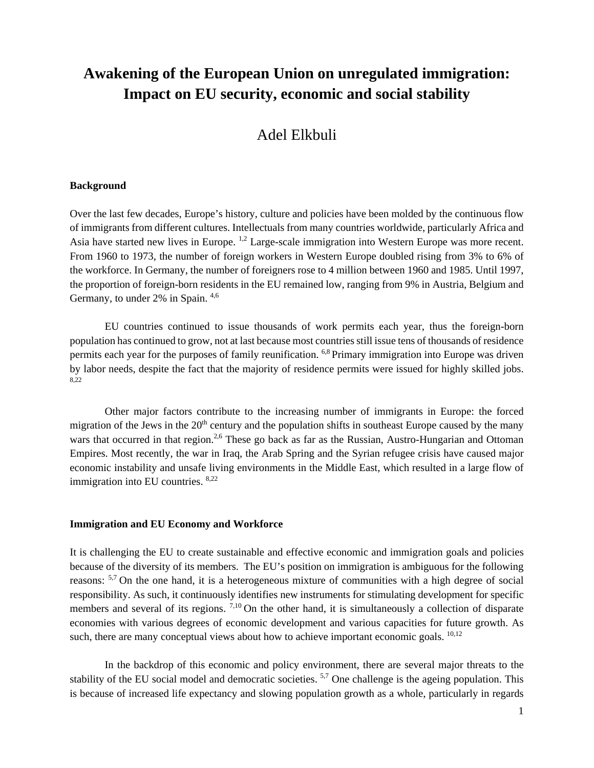# Awakening of the European Union on unregulated immigration: Impact on EU security, economic and social stability

Adel Elkbuli

**Background**

Over the last few decades, Europe's history, culture and policies have been molded by the continuous flow of immigrants from different cultures. Intellectuals from many countries worldwide, particularly Africa and Asia have started new lives in Europe. [1,2] Large-scale immigration into Western Europe was more recent. From 1960 to 1973, the number of foreign workers in Western Europe doubled rising from 3% to 6% of the workforce. In Germany, the number of foreigners rose to 4 million between 1960 and 1985. Until 1997, the proportion of foreign-born residents in the EU remained low, ranging from 9% in Austria, Belgium and Germany, to under 2% in Spain. [4,6]

EU countries continued to issue thousands of work permits each year, thus the foreign-born population has continued to grow, not at last because most countries still issue tens of thousands of residence permits each year for the purposes of family reunification. [6,8] Primary immigration into Europe was driven by labor needs, despite the fact that the majority of residence permits were issued for highly skilled jobs. [8,22]

Other major factors contribute to the increasing number of immigrants in Europe: the forced migration of the Jews in the 20th century and the population shifts in southeast Europe caused by the many wars that occurred in that region.[2,6] These go back as far as the Russian, Austro-Hungarian and Ottoman Empires. Most recently, the war in Iraq, the Arab Spring and the Syrian refugee crisis have caused major economic instability and unsafe living environments in the Middle East, which resulted in a large flow of immigration into EU countries. [8,22]

**Immigration and EU Economy and Workforce**

It is challenging the EU to create sustainable and effective economic and immigration goals and policies because of the diversity of its members. The EU's position on immigration is ambiguous for the following reasons: [5,7] On the one hand, it is a heterogeneous mixture of communities with a high degree of social responsibility. As such, it continuously identifies new instruments for stimulating development for specific members and several of its regions. [7,10] On the other hand, it is simultaneously a collection of disparate economies with various degrees of economic development and various capacities for future growth. As such, there are many conceptual views about how to achieve important economic goals. [10,12]

In the backdrop of this economic and policy environment, there are several major threats to the stability of the EU social model and democratic societies. [5,7] One challenge is the ageing population. This is because of increased life expectancy and slowing population growth as a whole, particularly in regards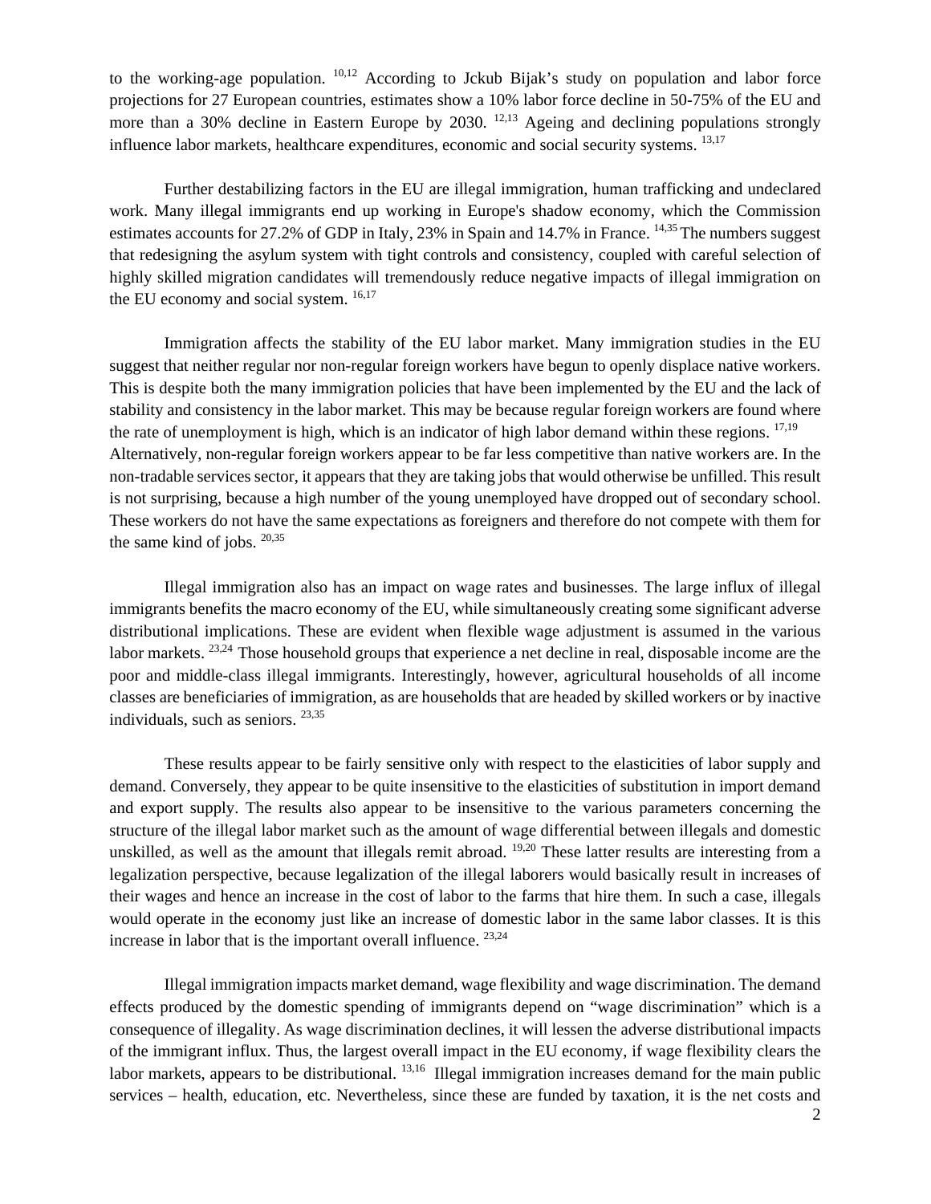to the working-age population. [10,12] According to Jckub Bijak's study on population and labor force projections for 27 European countries, estimates show a 10% labor force decline in 50-75% of the EU and more than a 30% decline in Eastern Europe by 2030. [12,13] Ageing and declining populations strongly influence labor markets, healthcare expenditures, economic and social security systems. [13,17]

Further destabilizing factors in the EU are illegal immigration, human trafficking and undeclared work. Many illegal immigrants end up working in Europe's shadow economy, which the Commission estimates accounts for 27.2% of GDP in Italy, 23% in Spain and 14.7% in France. [14,35] The numbers suggest that redesigning the asylum system with tight controls and consistency, coupled with careful selection of highly skilled migration candidates will tremendously reduce negative impacts of illegal immigration on the EU economy and social system. [16,17]

Immigration affects the stability of the EU labor market. Many immigration studies in the EU suggest that neither regular nor non-regular foreign workers have begun to openly displace native workers. This is despite both the many immigration policies that have been implemented by the EU and the lack of stability and consistency in the labor market. This may be because regular foreign workers are found where the rate of unemployment is high, which is an indicator of high labor demand within these regions. [17,19] Alternatively, non-regular foreign workers appear to be far less competitive than native workers are. In the non-tradable services sector, it appears that they are taking jobs that would otherwise be unfilled. This result is not surprising, because a high number of the young unemployed have dropped out of secondary school. These workers do not have the same expectations as foreigners and therefore do not compete with them for the same kind of jobs. [20,35]

Illegal immigration also has an impact on wage rates and businesses. The large influx of illegal immigrants benefits the macro economy of the EU, while simultaneously creating some significant adverse distributional implications. These are evident when flexible wage adjustment is assumed in the various labor markets. [23,24] Those household groups that experience a net decline in real, disposable income are the poor and middle-class illegal immigrants. Interestingly, however, agricultural households of all income classes are beneficiaries of immigration, as are households that are headed by skilled workers or by inactive individuals, such as seniors. [23,35]

These results appear to be fairly sensitive only with respect to the elasticities of labor supply and demand. Conversely, they appear to be quite insensitive to the elasticities of substitution in import demand and export supply. The results also appear to be insensitive to the various parameters concerning the structure of the illegal labor market such as the amount of wage differential between illegals and domestic unskilled, as well as the amount that illegals remit abroad. [19,20] These latter results are interesting from a legalization perspective, because legalization of the illegal laborers would basically result in increases of their wages and hence an increase in the cost of labor to the farms that hire them. In such a case, illegals would operate in the economy just like an increase of domestic labor in the same labor classes. It is this increase in labor that is the important overall influence. [23,24]

Illegal immigration impacts market demand, wage flexibility and wage discrimination. The demand effects produced by the domestic spending of immigrants depend on "wage discrimination" which is a consequence of illegality. As wage discrimination declines, it will lessen the adverse distributional impacts of the immigrant influx. Thus, the largest overall impact in the EU economy, if wage flexibility clears the labor markets, appears to be distributional. [13,16] Illegal immigration increases demand for the main public services – health, education, etc. Nevertheless, since these are funded by taxation, it is the net costs and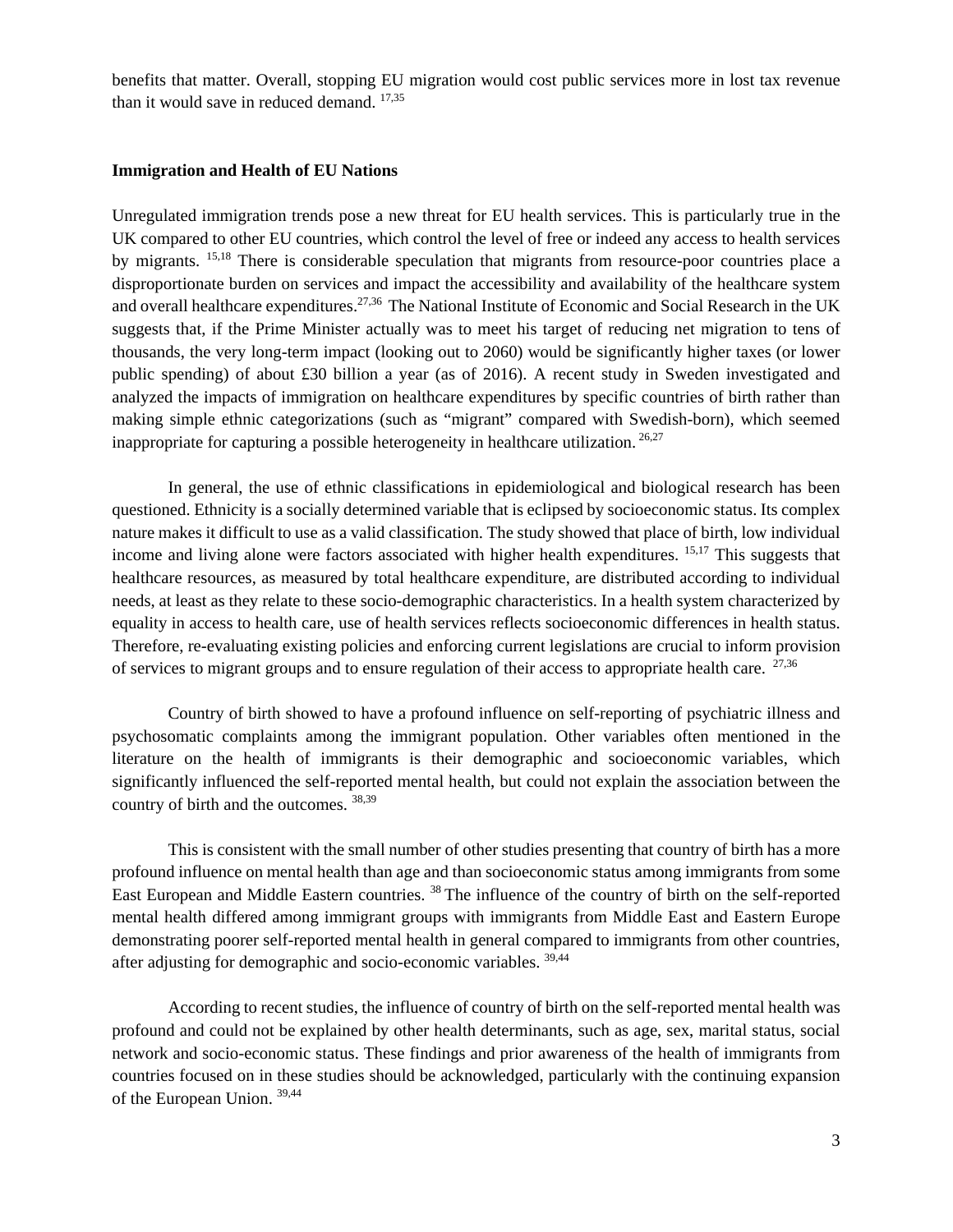benefits that matter. Overall, stopping EU migration would cost public services more in lost tax revenue than it would save in reduced demand. [17,35]

**Immigration and Health of EU Nations**

Unregulated immigration trends pose a new threat for EU health services. This is particularly true in the UK compared to other EU countries, which control the level of free or indeed any access to health services by migrants. [15,18] There is considerable speculation that migrants from resource-poor countries place a disproportionate burden on services and impact the accessibility and availability of the healthcare system and overall healthcare expenditures.[27,36] The National Institute of Economic and Social Research in the UK suggests that, if the Prime Minister actually was to meet his target of reducing net migration to tens of thousands, the very long-term impact (looking out to 2060) would be significantly higher taxes (or lower public spending) of about £30 billion a year (as of 2016). A recent study in Sweden investigated and analyzed the impacts of immigration on healthcare expenditures by specific countries of birth rather than making simple ethnic categorizations (such as "migrant" compared with Swedish-born), which seemed inappropriate for capturing a possible heterogeneity in healthcare utilization. [26,27]

In general, the use of ethnic classifications in epidemiological and biological research has been questioned. Ethnicity is a socially determined variable that is eclipsed by socioeconomic status. Its complex nature makes it difficult to use as a valid classification. The study showed that place of birth, low individual income and living alone were factors associated with higher health expenditures. [15,17] This suggests that healthcare resources, as measured by total healthcare expenditure, are distributed according to individual needs, at least as they relate to these socio-demographic characteristics. In a health system characterized by equality in access to health care, use of health services reflects socioeconomic differences in health status. Therefore, re-evaluating existing policies and enforcing current legislations are crucial to inform provision of services to migrant groups and to ensure regulation of their access to appropriate health care. [27,36]

Country of birth showed to have a profound influence on self-reporting of psychiatric illness and psychosomatic complaints among the immigrant population. Other variables often mentioned in the literature on the health of immigrants is their demographic and socioeconomic variables, which significantly influenced the self-reported mental health, but could not explain the association between the country of birth and the outcomes. [38,39]

This is consistent with the small number of other studies presenting that country of birth has a more profound influence on mental health than age and than socioeconomic status among immigrants from some East European and Middle Eastern countries. [38] The influence of the country of birth on the self-reported mental health differed among immigrant groups with immigrants from Middle East and Eastern Europe demonstrating poorer self-reported mental health in general compared to immigrants from other countries, after adjusting for demographic and socio-economic variables. [39,44]

According to recent studies, the influence of country of birth on the self-reported mental health was profound and could not be explained by other health determinants, such as age, sex, marital status, social network and socio-economic status. These findings and prior awareness of the health of immigrants from countries focused on in these studies should be acknowledged, particularly with the continuing expansion of the European Union. [39,44]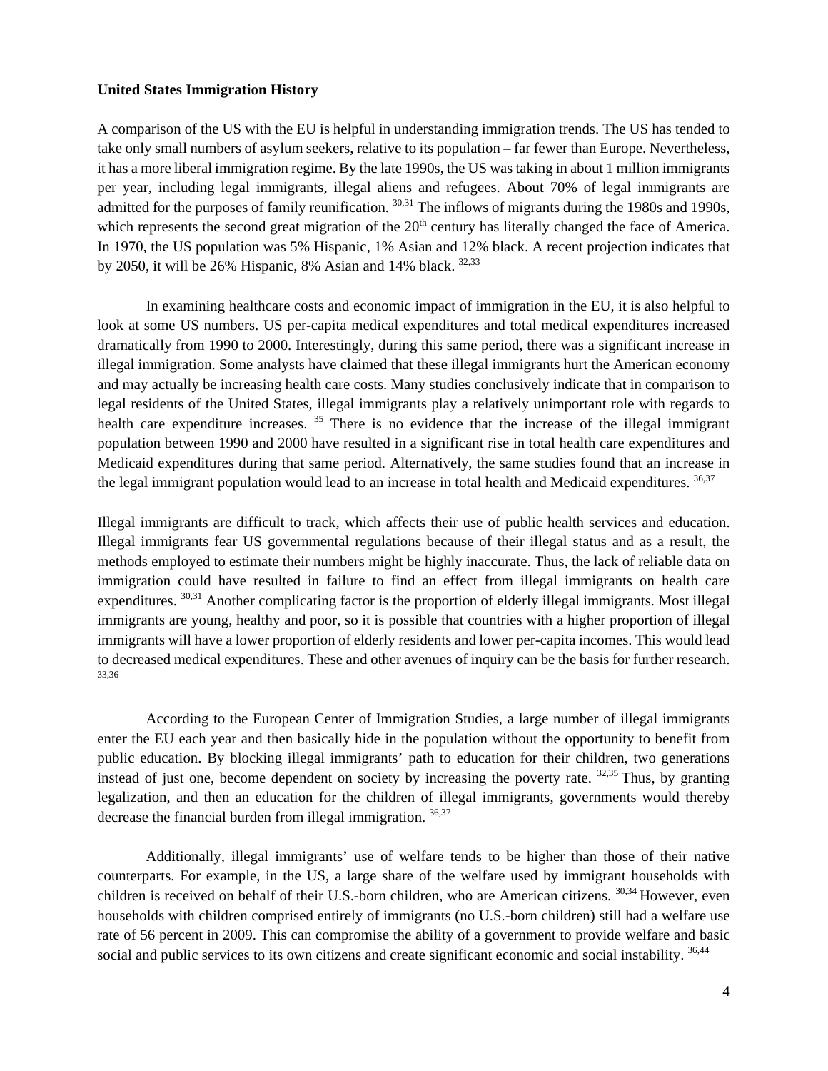**United States Immigration History**

A comparison of the US with the EU is helpful in understanding immigration trends. The US has tended to take only small numbers of asylum seekers, relative to its population – far fewer than Europe. Nevertheless, it has a more liberal immigration regime. By the late 1990s, the US was taking in about 1 million immigrants per year, including legal immigrants, illegal aliens and refugees. About 70% of legal immigrants are admitted for the purposes of family reunification. [30,31] The inflows of migrants during the 1980s and 1990s, which represents the second great migration of the 20th century has literally changed the face of America. In 1970, the US population was 5% Hispanic, 1% Asian and 12% black. A recent projection indicates that by 2050, it will be 26% Hispanic, 8% Asian and 14% black. [32,33]

In examining healthcare costs and economic impact of immigration in the EU, it is also helpful to look at some US numbers. US per-capita medical expenditures and total medical expenditures increased dramatically from 1990 to 2000. Interestingly, during this same period, there was a significant increase in illegal immigration. Some analysts have claimed that these illegal immigrants hurt the American economy and may actually be increasing health care costs. Many studies conclusively indicate that in comparison to legal residents of the United States, illegal immigrants play a relatively unimportant role with regards to health care expenditure increases. [35] There is no evidence that the increase of the illegal immigrant population between 1990 and 2000 have resulted in a significant rise in total health care expenditures and Medicaid expenditures during that same period. Alternatively, the same studies found that an increase in the legal immigrant population would lead to an increase in total health and Medicaid expenditures. [36,37]

Illegal immigrants are difficult to track, which affects their use of public health services and education. Illegal immigrants fear US governmental regulations because of their illegal status and as a result, the methods employed to estimate their numbers might be highly inaccurate. Thus, the lack of reliable data on immigration could have resulted in failure to find an effect from illegal immigrants on health care expenditures. [30,31] Another complicating factor is the proportion of elderly illegal immigrants. Most illegal immigrants are young, healthy and poor, so it is possible that countries with a higher proportion of illegal immigrants will have a lower proportion of elderly residents and lower per-capita incomes. This would lead to decreased medical expenditures. These and other avenues of inquiry can be the basis for further research. [33,36]

According to the European Center of Immigration Studies, a large number of illegal immigrants enter the EU each year and then basically hide in the population without the opportunity to benefit from public education. By blocking illegal immigrants' path to education for their children, two generations instead of just one, become dependent on society by increasing the poverty rate. [32,35] Thus, by granting legalization, and then an education for the children of illegal immigrants, governments would thereby decrease the financial burden from illegal immigration. [36,37]

Additionally, illegal immigrants' use of welfare tends to be higher than those of their native counterparts. For example, in the US, a large share of the welfare used by immigrant households with children is received on behalf of their U.S.-born children, who are American citizens. [30,34] However, even households with children comprised entirely of immigrants (no U.S.-born children) still had a welfare use rate of 56 percent in 2009. This can compromise the ability of a government to provide welfare and basic social and public services to its own citizens and create significant economic and social instability. [36,44]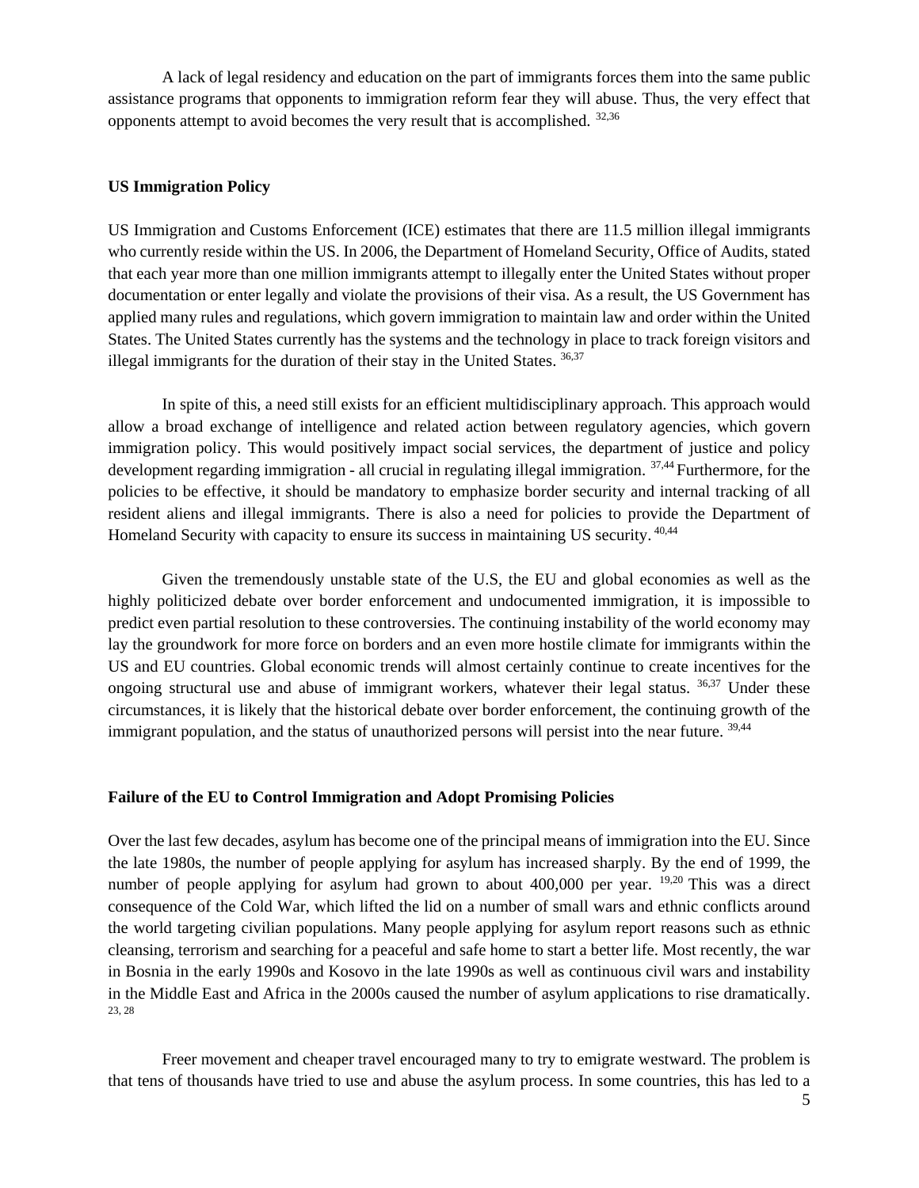A lack of legal residency and education on the part of immigrants forces them into the same public assistance programs that opponents to immigration reform fear they will abuse. Thus, the very effect that opponents attempt to avoid becomes the very result that is accomplished. [32,36]

**US Immigration Policy**

US Immigration and Customs Enforcement (ICE) estimates that there are 11.5 million illegal immigrants who currently reside within the US. In 2006, the Department of Homeland Security, Office of Audits, stated that each year more than one million immigrants attempt to illegally enter the United States without proper documentation or enter legally and violate the provisions of their visa. As a result, the US Government has applied many rules and regulations, which govern immigration to maintain law and order within the United States. The United States currently has the systems and the technology in place to track foreign visitors and illegal immigrants for the duration of their stay in the United States. [36,37]

In spite of this, a need still exists for an efficient multidisciplinary approach. This approach would allow a broad exchange of intelligence and related action between regulatory agencies, which govern immigration policy. This would positively impact social services, the department of justice and policy development regarding immigration - all crucial in regulating illegal immigration. [37,44] Furthermore, for the policies to be effective, it should be mandatory to emphasize border security and internal tracking of all resident aliens and illegal immigrants. There is also a need for policies to provide the Department of Homeland Security with capacity to ensure its success in maintaining US security. [40,44]

Given the tremendously unstable state of the U.S, the EU and global economies as well as the highly politicized debate over border enforcement and undocumented immigration, it is impossible to predict even partial resolution to these controversies. The continuing instability of the world economy may lay the groundwork for more force on borders and an even more hostile climate for immigrants within the US and EU countries. Global economic trends will almost certainly continue to create incentives for the ongoing structural use and abuse of immigrant workers, whatever their legal status. [36,37] Under these circumstances, it is likely that the historical debate over border enforcement, the continuing growth of the immigrant population, and the status of unauthorized persons will persist into the near future. [39,44]

**Failure of the EU to Control Immigration and Adopt Promising Policies**

Over the last few decades, asylum has become one of the principal means of immigration into the EU. Since the late 1980s, the number of people applying for asylum has increased sharply. By the end of 1999, the number of people applying for asylum had grown to about 400,000 per year. [19,20] This was a direct consequence of the Cold War, which lifted the lid on a number of small wars and ethnic conflicts around the world targeting civilian populations. Many people applying for asylum report reasons such as ethnic cleansing, terrorism and searching for a peaceful and safe home to start a better life. Most recently, the war in Bosnia in the early 1990s and Kosovo in the late 1990s as well as continuous civil wars and instability in the Middle East and Africa in the 2000s caused the number of asylum applications to rise dramatically. [23, 28]

Freer movement and cheaper travel encouraged many to try to emigrate westward. The problem is that tens of thousands have tried to use and abuse the asylum process. In some countries, this has led to a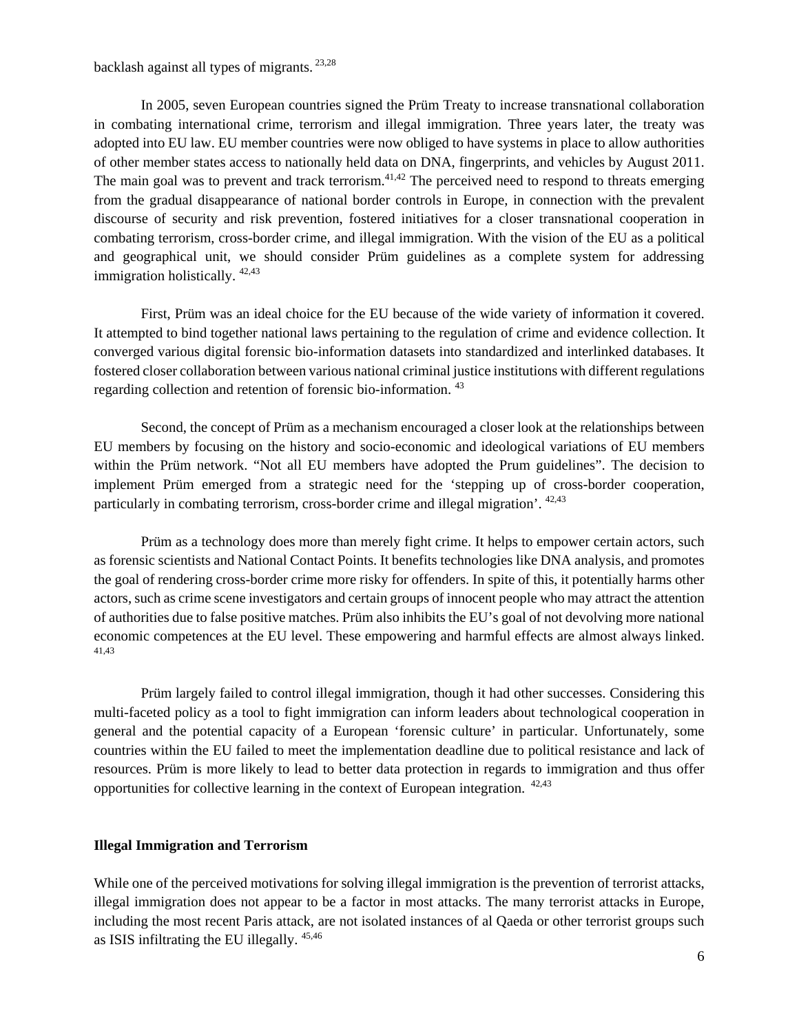backlash against all types of migrants. [23,28]

In 2005, seven European countries signed the Prüm Treaty to increase transnational collaboration in combating international crime, terrorism and illegal immigration. Three years later, the treaty was adopted into EU law. EU member countries were now obliged to have systems in place to allow authorities of other member states access to nationally held data on DNA, fingerprints, and vehicles by August 2011. The main goal was to prevent and track terrorism.[41,42] The perceived need to respond to threats emerging from the gradual disappearance of national border controls in Europe, in connection with the prevalent discourse of security and risk prevention, fostered initiatives for a closer transnational cooperation in combating terrorism, cross-border crime, and illegal immigration. With the vision of the EU as a political and geographical unit, we should consider Prüm guidelines as a complete system for addressing immigration holistically. [42,43]

First, Prüm was an ideal choice for the EU because of the wide variety of information it covered. It attempted to bind together national laws pertaining to the regulation of crime and evidence collection. It converged various digital forensic bio-information datasets into standardized and interlinked databases. It fostered closer collaboration between various national criminal justice institutions with different regulations regarding collection and retention of forensic bio-information. [43]

Second, the concept of Prüm as a mechanism encouraged a closer look at the relationships between EU members by focusing on the history and socio-economic and ideological variations of EU members within the Prüm network. "Not all EU members have adopted the Prum guidelines". The decision to implement Prüm emerged from a strategic need for the 'stepping up of cross-border cooperation, particularly in combating terrorism, cross-border crime and illegal migration'. [42,43]

Prüm as a technology does more than merely fight crime. It helps to empower certain actors, such as forensic scientists and National Contact Points. It benefits technologies like DNA analysis, and promotes the goal of rendering cross-border crime more risky for offenders. In spite of this, it potentially harms other actors, such as crime scene investigators and certain groups of innocent people who may attract the attention of authorities due to false positive matches. Prüm also inhibits the EU's goal of not devolving more national economic competences at the EU level. These empowering and harmful effects are almost always linked. [41,43]

Prüm largely failed to control illegal immigration, though it had other successes. Considering this multi-faceted policy as a tool to fight immigration can inform leaders about technological cooperation in general and the potential capacity of a European 'forensic culture' in particular. Unfortunately, some countries within the EU failed to meet the implementation deadline due to political resistance and lack of resources. Prüm is more likely to lead to better data protection in regards to immigration and thus offer opportunities for collective learning in the context of European integration. [42,43]

**Illegal Immigration and Terrorism**

While one of the perceived motivations for solving illegal immigration is the prevention of terrorist attacks, illegal immigration does not appear to be a factor in most attacks. The many terrorist attacks in Europe, including the most recent Paris attack, are not isolated instances of al Qaeda or other terrorist groups such as ISIS infiltrating the EU illegally. [45,46]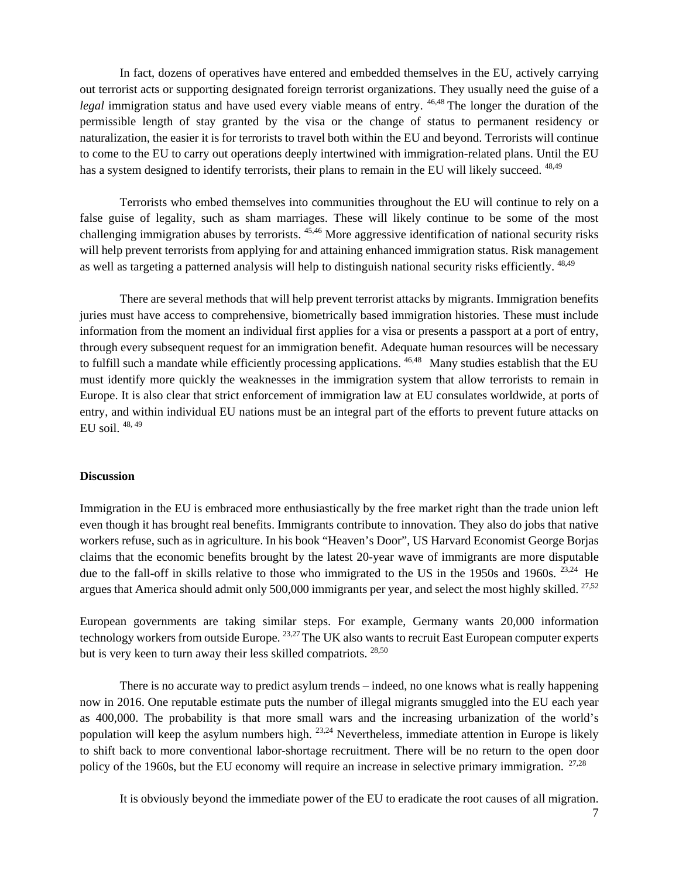In fact, dozens of operatives have entered and embedded themselves in the EU, actively carrying out terrorist acts or supporting designated foreign terrorist organizations. They usually need the guise of a *legal* immigration status and have used every viable means of entry. [46,48] The longer the duration of the permissible length of stay granted by the visa or the change of status to permanent residency or naturalization, the easier it is for terrorists to travel both within the EU and beyond. Terrorists will continue to come to the EU to carry out operations deeply intertwined with immigration-related plans. Until the EU has a system designed to identify terrorists, their plans to remain in the EU will likely succeed. [48,49]

Terrorists who embed themselves into communities throughout the EU will continue to rely on a false guise of legality, such as sham marriages. These will likely continue to be some of the most challenging immigration abuses by terrorists. [45,46] More aggressive identification of national security risks will help prevent terrorists from applying for and attaining enhanced immigration status. Risk management as well as targeting a patterned analysis will help to distinguish national security risks efficiently. [48,49]

There are several methods that will help prevent terrorist attacks by migrants. Immigration benefits juries must have access to comprehensive, biometrically based immigration histories. These must include information from the moment an individual first applies for a visa or presents a passport at a port of entry, through every subsequent request for an immigration benefit. Adequate human resources will be necessary to fulfill such a mandate while efficiently processing applications. [46,48] Many studies establish that the EU must identify more quickly the weaknesses in the immigration system that allow terrorists to remain in Europe. It is also clear that strict enforcement of immigration law at EU consulates worldwide, at ports of entry, and within individual EU nations must be an integral part of the efforts to prevent future attacks on EU soil. [48, 49]

**Discussion**

Immigration in the EU is embraced more enthusiastically by the free market right than the trade union left even though it has brought real benefits. Immigrants contribute to innovation. They also do jobs that native workers refuse, such as in agriculture. In his book "Heaven's Door", US Harvard Economist George Borjas claims that the economic benefits brought by the latest 20-year wave of immigrants are more disputable due to the fall-off in skills relative to those who immigrated to the US in the 1950s and 1960s. [23,24] He argues that America should admit only 500,000 immigrants per year, and select the most highly skilled. [27,52]

European governments are taking similar steps. For example, Germany wants 20,000 information technology workers from outside Europe. [23,27] The UK also wants to recruit East European computer experts but is very keen to turn away their less skilled compatriots. [28,50]

There is no accurate way to predict asylum trends – indeed, no one knows what is really happening now in 2016. One reputable estimate puts the number of illegal migrants smuggled into the EU each year as 400,000. The probability is that more small wars and the increasing urbanization of the world's population will keep the asylum numbers high. [23,24] Nevertheless, immediate attention in Europe is likely to shift back to more conventional labor-shortage recruitment. There will be no return to the open door policy of the 1960s, but the EU economy will require an increase in selective primary immigration. [27,28]

It is obviously beyond the immediate power of the EU to eradicate the root causes of all migration.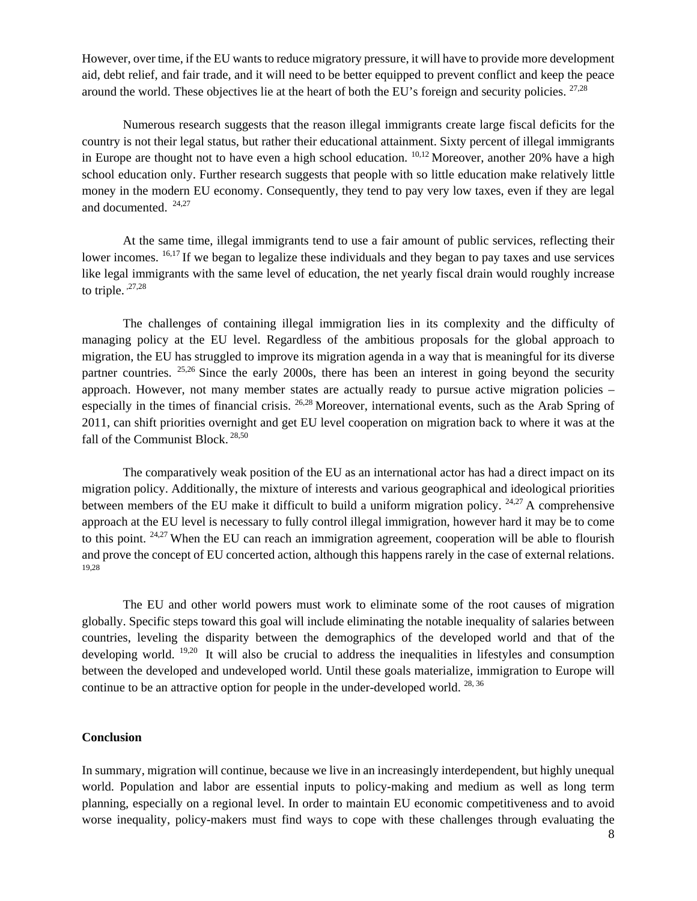However, over time, if the EU wants to reduce migratory pressure, it will have to provide more development aid, debt relief, and fair trade, and it will need to be better equipped to prevent conflict and keep the peace around the world. These objectives lie at the heart of both the EU's foreign and security policies. [27,28]

Numerous research suggests that the reason illegal immigrants create large fiscal deficits for the country is not their legal status, but rather their educational attainment. Sixty percent of illegal immigrants in Europe are thought not to have even a high school education. [10,12] Moreover, another 20% have a high school education only. Further research suggests that people with so little education make relatively little money in the modern EU economy. Consequently, they tend to pay very low taxes, even if they are legal and documented. [24,27]

At the same time, illegal immigrants tend to use a fair amount of public services, reflecting their lower incomes. [16,17] If we began to legalize these individuals and they began to pay taxes and use services like legal immigrants with the same level of education, the net yearly fiscal drain would roughly increase to triple. [,27,28]

The challenges of containing illegal immigration lies in its complexity and the difficulty of managing policy at the EU level. Regardless of the ambitious proposals for the global approach to migration, the EU has struggled to improve its migration agenda in a way that is meaningful for its diverse partner countries. [25,26] Since the early 2000s, there has been an interest in going beyond the security approach. However, not many member states are actually ready to pursue active migration policies – especially in the times of financial crisis. [26,28] Moreover, international events, such as the Arab Spring of 2011, can shift priorities overnight and get EU level cooperation on migration back to where it was at the fall of the Communist Block. [28,50]

The comparatively weak position of the EU as an international actor has had a direct impact on its migration policy. Additionally, the mixture of interests and various geographical and ideological priorities between members of the EU make it difficult to build a uniform migration policy. [24,27] A comprehensive approach at the EU level is necessary to fully control illegal immigration, however hard it may be to come to this point. [24,27] When the EU can reach an immigration agreement, cooperation will be able to flourish and prove the concept of EU concerted action, although this happens rarely in the case of external relations. [19,28]

The EU and other world powers must work to eliminate some of the root causes of migration globally. Specific steps toward this goal will include eliminating the notable inequality of salaries between countries, leveling the disparity between the demographics of the developed world and that of the developing world. [19,20] It will also be crucial to address the inequalities in lifestyles and consumption between the developed and undeveloped world. Until these goals materialize, immigration to Europe will continue to be an attractive option for people in the under-developed world. [28, 36]

**Conclusion**

In summary, migration will continue, because we live in an increasingly interdependent, but highly unequal world. Population and labor are essential inputs to policy-making and medium as well as long term planning, especially on a regional level. In order to maintain EU economic competitiveness and to avoid worse inequality, policy-makers must find ways to cope with these challenges through evaluating the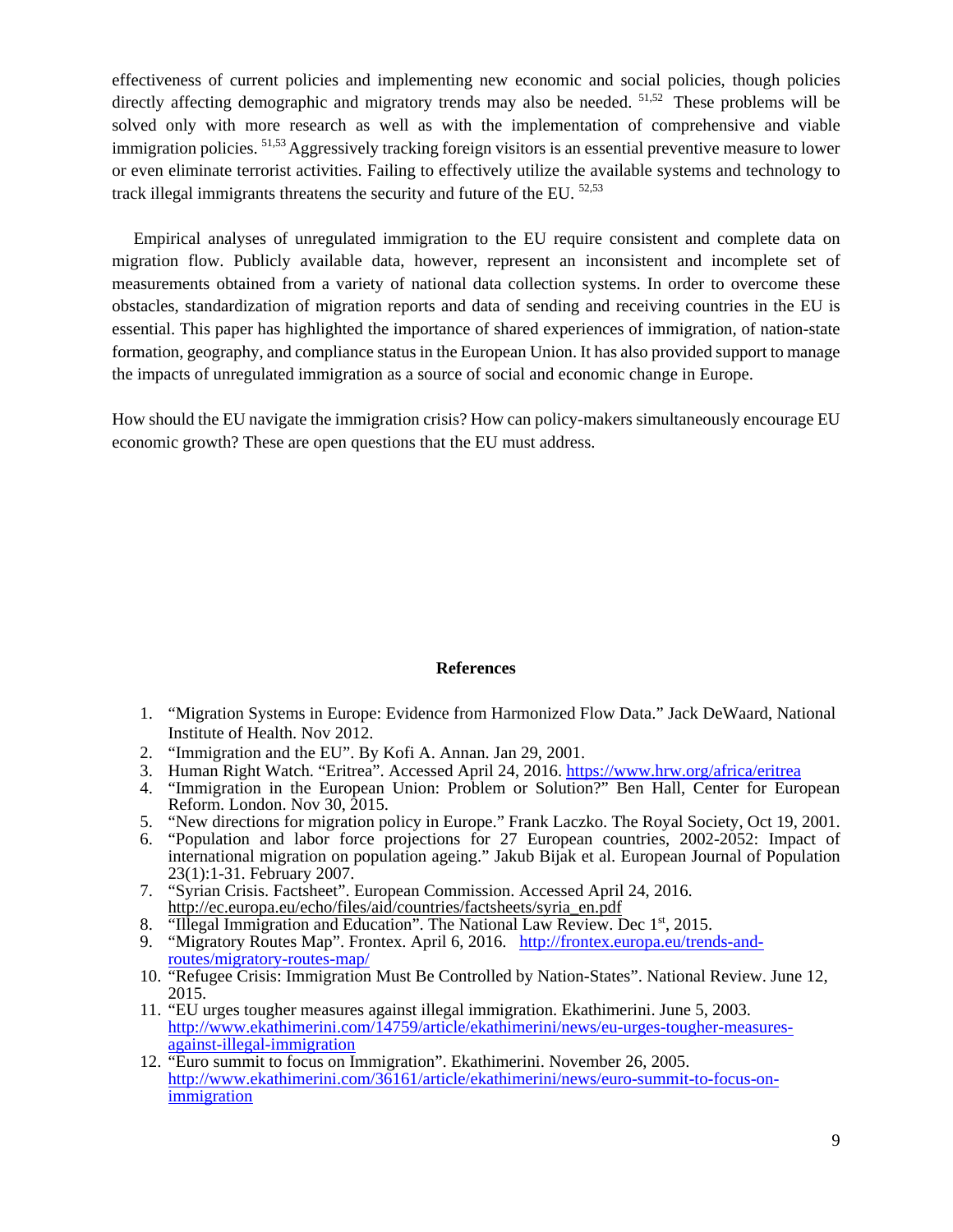effectiveness of current policies and implementing new economic and social policies, though policies directly affecting demographic and migratory trends may also be needed. [51,52] These problems will be solved only with more research as well as with the implementation of comprehensive and viable immigration policies. [51,53] Aggressively tracking foreign visitors is an essential preventive measure to lower or even eliminate terrorist activities. Failing to effectively utilize the available systems and technology to track illegal immigrants threatens the security and future of the EU. [52,53]

Empirical analyses of unregulated immigration to the EU require consistent and complete data on migration flow. Publicly available data, however, represent an inconsistent and incomplete set of measurements obtained from a variety of national data collection systems. In order to overcome these obstacles, standardization of migration reports and data of sending and receiving countries in the EU is essential. This paper has highlighted the importance of shared experiences of immigration, of nation-state formation, geography, and compliance status in the European Union. It has also provided support to manage the impacts of unregulated immigration as a source of social and economic change in Europe.

How should the EU navigate the immigration crisis? How can policy-makers simultaneously encourage EU economic growth? These are open questions that the EU must address.

## References

1. "Migration Systems in Europe: Evidence from Harmonized Flow Data." Jack DeWaard, National Institute of Health. Nov 2012.
2. "Immigration and the EU". By Kofi A. Annan. Jan 29, 2001.
3. Human Right Watch. "Eritrea". Accessed April 24, 2016. https://www.hrw.org/africa/eritrea
4. "Immigration in the European Union: Problem or Solution?" Ben Hall, Center for European Reform. London. Nov 30, 2015.
5. "New directions for migration policy in Europe." Frank Laczko. The Royal Society, Oct 19, 2001.
6. "Population and labor force projections for 27 European countries, 2002-2052: Impact of international migration on population ageing." Jakub Bijak et al. European Journal of Population 23(1):1-31. February 2007.
7. "Syrian Crisis. Factsheet". European Commission. Accessed April 24, 2016. http://ec.europa.eu/echo/files/aid/countries/factsheets/syria_en.pdf
8. "Illegal Immigration and Education". The National Law Review. Dec 1st, 2015.
9. "Migratory Routes Map". Frontex. April 6, 2016. http://frontex.europa.eu/trends-and-routes/migratory-routes-map/
10. "Refugee Crisis: Immigration Must Be Controlled by Nation-States". National Review. June 12, 2015.
11. "EU urges tougher measures against illegal immigration. Ekathimerini. June 5, 2003. http://www.ekathimerini.com/14759/article/ekathimerini/news/eu-urges-tougher-measures-against-illegal-immigration
12. "Euro summit to focus on Immigration". Ekathimerini. November 26, 2005. http://www.ekathimerini.com/36161/article/ekathimerini/news/euro-summit-to-focus-on-immigration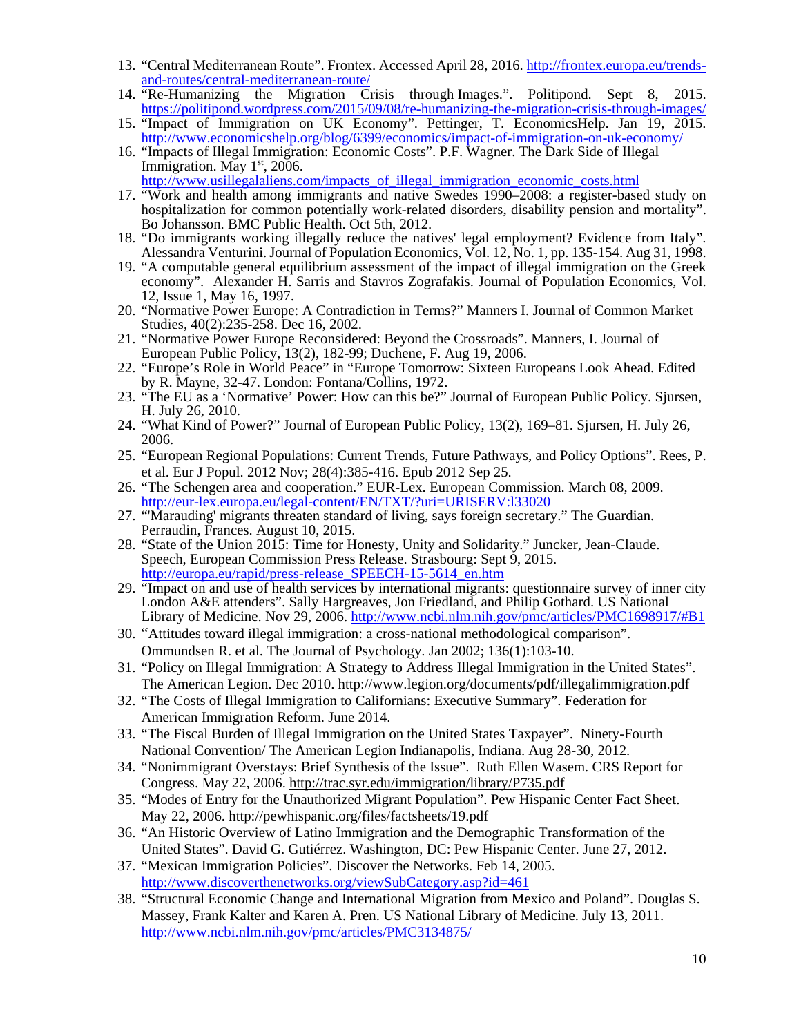13. "Central Mediterranean Route". Frontex. Accessed April 28, 2016. http://frontex.europa.eu/trends-and-routes/central-mediterranean-route/
14. "Re-Humanizing the Migration Crisis through Images.". Politipond. Sept 8, 2015. https://politipond.wordpress.com/2015/09/08/re-humanizing-the-migration-crisis-through-images/
15. "Impact of Immigration on UK Economy". Pettinger, T. EconomicsHelp. Jan 19, 2015. http://www.economicshelp.org/blog/6399/economics/impact-of-immigration-on-uk-economy/
16. "Impacts of Illegal Immigration: Economic Costs". P.F. Wagner. The Dark Side of Illegal Immigration. May 1st, 2006. http://www.usillegalaliens.com/impacts_of_illegal_immigration_economic_costs.html
17. "Work and health among immigrants and native Swedes 1990–2008: a register-based study on hospitalization for common potentially work-related disorders, disability pension and mortality". Bo Johansson. BMC Public Health. Oct 5th, 2012.
18. "Do immigrants working illegally reduce the natives' legal employment? Evidence from Italy". Alessandra Venturini. Journal of Population Economics, Vol. 12, No. 1, pp. 135-154. Aug 31, 1998.
19. "A computable general equilibrium assessment of the impact of illegal immigration on the Greek economy". Alexander H. Sarris and Stavros Zografakis. Journal of Population Economics, Vol. 12, Issue 1, May 16, 1997.
20. "Normative Power Europe: A Contradiction in Terms?" Manners I. Journal of Common Market Studies, 40(2):235-258. Dec 16, 2002.
21. "Normative Power Europe Reconsidered: Beyond the Crossroads". Manners, I. Journal of European Public Policy, 13(2), 182-99; Duchene, F. Aug 19, 2006.
22. "Europe's Role in World Peace" in "Europe Tomorrow: Sixteen Europeans Look Ahead. Edited by R. Mayne, 32-47. London: Fontana/Collins, 1972.
23. "The EU as a 'Normative' Power: How can this be?" Journal of European Public Policy. Sjursen, H. July 26, 2010.
24. "What Kind of Power?" Journal of European Public Policy, 13(2), 169–81. Sjursen, H. July 26, 2006.
25. "European Regional Populations: Current Trends, Future Pathways, and Policy Options". Rees, P. et al. Eur J Popul. 2012 Nov; 28(4):385-416. Epub 2012 Sep 25.
26. "The Schengen area and cooperation." EUR-Lex. European Commission. March 08, 2009. http://eur-lex.europa.eu/legal-content/EN/TXT/?uri=URISERV:l33020
27. "'Marauding' migrants threaten standard of living, says foreign secretary." The Guardian. Perraudin, Frances. August 10, 2015.
28. "State of the Union 2015: Time for Honesty, Unity and Solidarity." Juncker, Jean-Claude. Speech, European Commission Press Release. Strasbourg: Sept 9, 2015. http://europa.eu/rapid/press-release_SPEECH-15-5614_en.htm
29. "Impact on and use of health services by international migrants: questionnaire survey of inner city London A&E attenders". Sally Hargreaves, Jon Friedland, and Philip Gothard. US National Library of Medicine. Nov 29, 2006. http://www.ncbi.nlm.nih.gov/pmc/articles/PMC1698917/#B1
30. "Attitudes toward illegal immigration: a cross-national methodological comparison". Ommundsen R. et al. The Journal of Psychology. Jan 2002; 136(1):103-10.
31. "Policy on Illegal Immigration: A Strategy to Address Illegal Immigration in the United States". The American Legion. Dec 2010. http://www.legion.org/documents/pdf/illegalimmigration.pdf
32. "The Costs of Illegal Immigration to Californians: Executive Summary". Federation for American Immigration Reform. June 2014.
33. "The Fiscal Burden of Illegal Immigration on the United States Taxpayer". Ninety-Fourth National Convention/ The American Legion Indianapolis, Indiana. Aug 28-30, 2012.
34. "Nonimmigrant Overstays: Brief Synthesis of the Issue". Ruth Ellen Wasem. CRS Report for Congress. May 22, 2006. http://trac.syr.edu/immigration/library/P735.pdf
35. "Modes of Entry for the Unauthorized Migrant Population". Pew Hispanic Center Fact Sheet. May 22, 2006. http://pewhispanic.org/files/factsheets/19.pdf
36. "An Historic Overview of Latino Immigration and the Demographic Transformation of the United States". David G. Gutiérrez. Washington, DC: Pew Hispanic Center. June 27, 2012.
37. "Mexican Immigration Policies". Discover the Networks. Feb 14, 2005. http://www.discoverthenetworks.org/viewSubCategory.asp?id=461
38. "Structural Economic Change and International Migration from Mexico and Poland". Douglas S. Massey, Frank Kalter and Karen A. Pren. US National Library of Medicine. July 13, 2011. http://www.ncbi.nlm.nih.gov/pmc/articles/PMC3134875/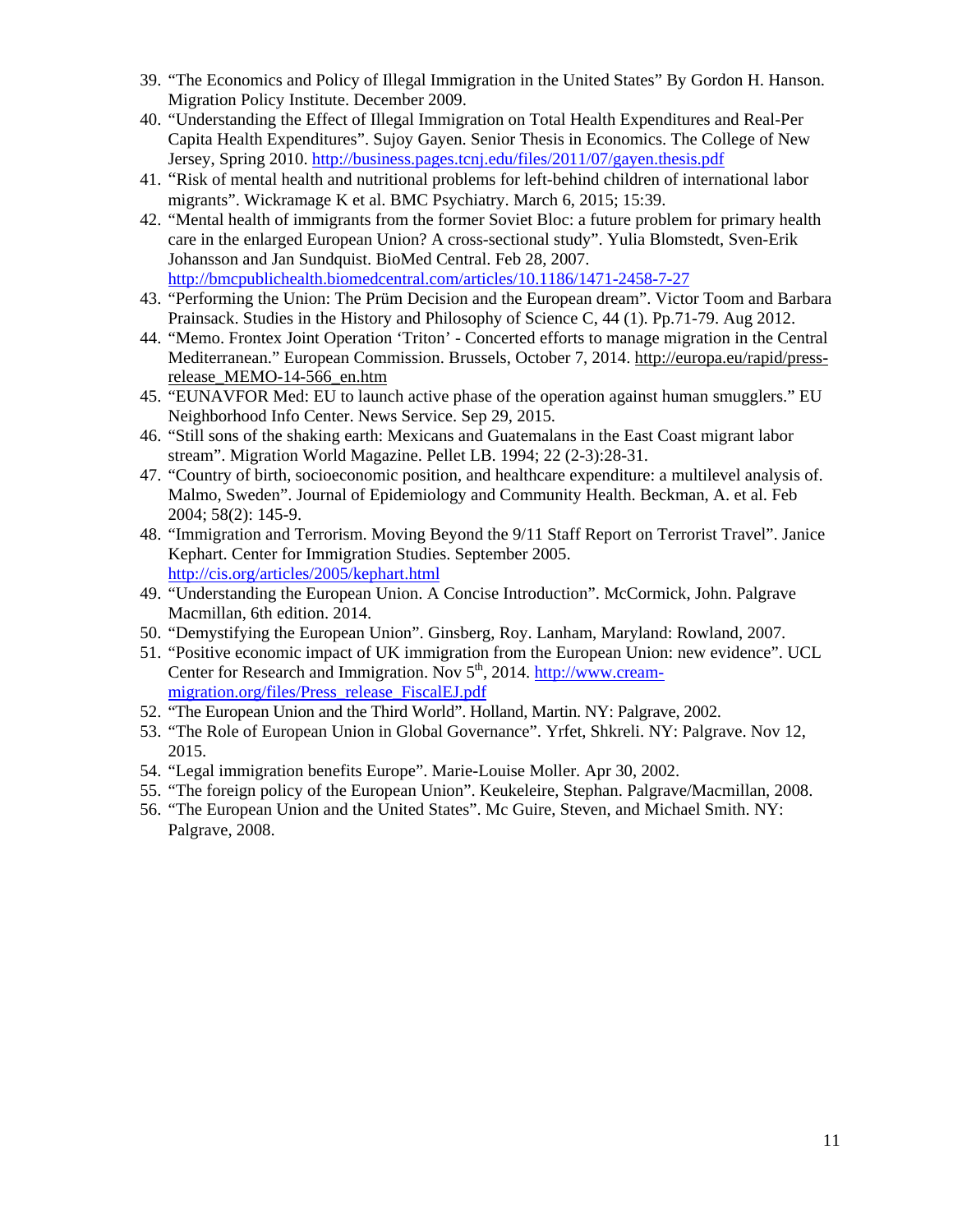39. "The Economics and Policy of Illegal Immigration in the United States" By Gordon H. Hanson. Migration Policy Institute. December 2009.
40. "Understanding the Effect of Illegal Immigration on Total Health Expenditures and Real-Per Capita Health Expenditures". Sujoy Gayen. Senior Thesis in Economics. The College of New Jersey, Spring 2010. http://business.pages.tcnj.edu/files/2011/07/gayen.thesis.pdf
41. "Risk of mental health and nutritional problems for left-behind children of international labor migrants". Wickramage K et al. BMC Psychiatry. March 6, 2015; 15:39.
42. "Mental health of immigrants from the former Soviet Bloc: a future problem for primary health care in the enlarged European Union? A cross-sectional study". Yulia Blomstedt, Sven-Erik Johansson and Jan Sundquist. BioMed Central. Feb 28, 2007. http://bmcpublichealth.biomedcentral.com/articles/10.1186/1471-2458-7-27
43. "Performing the Union: The Prüm Decision and the European dream". Victor Toom and Barbara Prainsack. Studies in the History and Philosophy of Science C, 44 (1). Pp.71-79. Aug 2012.
44. "Memo. Frontex Joint Operation 'Triton' - Concerted efforts to manage migration in the Central Mediterranean." European Commission. Brussels, October 7, 2014. http://europa.eu/rapid/press-release_MEMO-14-566_en.htm
45. "EUNAVFOR Med: EU to launch active phase of the operation against human smugglers." EU Neighborhood Info Center. News Service. Sep 29, 2015.
46. "Still sons of the shaking earth: Mexicans and Guatemalans in the East Coast migrant labor stream". Migration World Magazine. Pellet LB. 1994; 22 (2-3):28-31.
47. "Country of birth, socioeconomic position, and healthcare expenditure: a multilevel analysis of. Malmo, Sweden". Journal of Epidemiology and Community Health. Beckman, A. et al. Feb 2004; 58(2): 145-9.
48. "Immigration and Terrorism. Moving Beyond the 9/11 Staff Report on Terrorist Travel". Janice Kephart. Center for Immigration Studies. September 2005. http://cis.org/articles/2005/kephart.html
49. "Understanding the European Union. A Concise Introduction". McCormick, John. Palgrave Macmillan, 6th edition. 2014.
50. "Demystifying the European Union". Ginsberg, Roy. Lanham, Maryland: Rowland, 2007.
51. "Positive economic impact of UK immigration from the European Union: new evidence". UCL Center for Research and Immigration. Nov 5th, 2014. http://www.cream-migration.org/files/Press_release_FiscalEJ.pdf
52. "The European Union and the Third World". Holland, Martin. NY: Palgrave, 2002.
53. "The Role of European Union in Global Governance". Yrfet, Shkreli. NY: Palgrave. Nov 12, 2015.
54. "Legal immigration benefits Europe". Marie-Louise Moller. Apr 30, 2002.
55. "The foreign policy of the European Union". Keukeleire, Stephan. Palgrave/Macmillan, 2008.
56. "The European Union and the United States". Mc Guire, Steven, and Michael Smith. NY: Palgrave, 2008.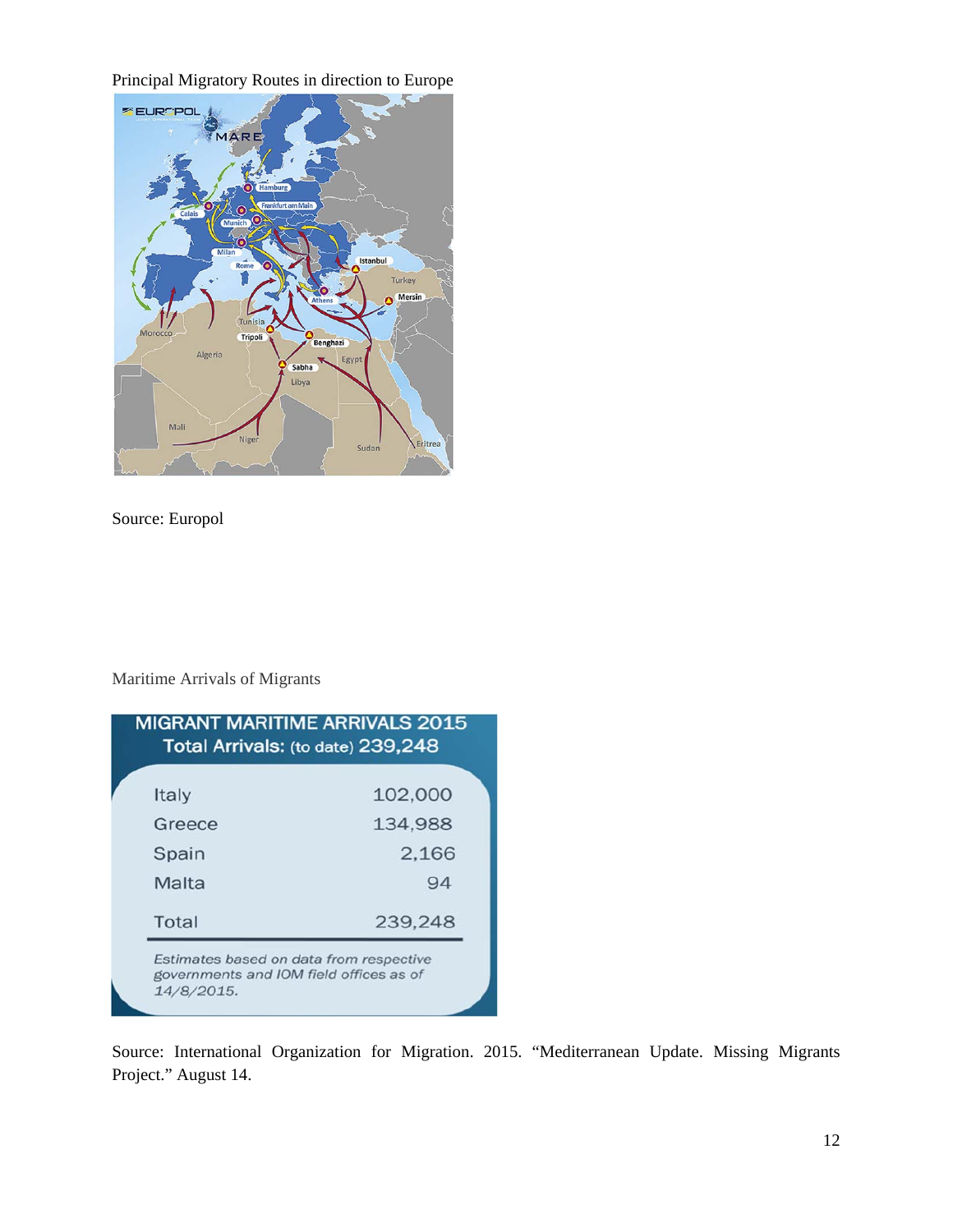Principal Migratory Routes in direction to Europe

EUROPOL
MARE

Hamburg
Frankfurt am Main
Calais
Munich
Milan
Rome
Istanbul
Turkey
Mersin
Athens
Tunisia
Tripoli
Benghazi
Morocco
Algeria
Sabha
Egypt
Libya
Mali
Niger
Sudan
Eritrea

Source: Europol

Maritime Arrivals of Migrants

**MIGRANT MARITIME ARRIVALS 2015**
**Total Arrivals: (to date) 239,248**

| | |
|---|---|
| Italy | 102,000 |
| Greece | 134,988 |
| Spain | 2,166 |
| Malta | 94 |
| Total | 239,248 |

*Estimates based on data from respective governments and IOM field offices as of 14/8/2015.*

Source: International Organization for Migration. 2015. "Mediterranean Update. Missing Migrants Project." August 14.